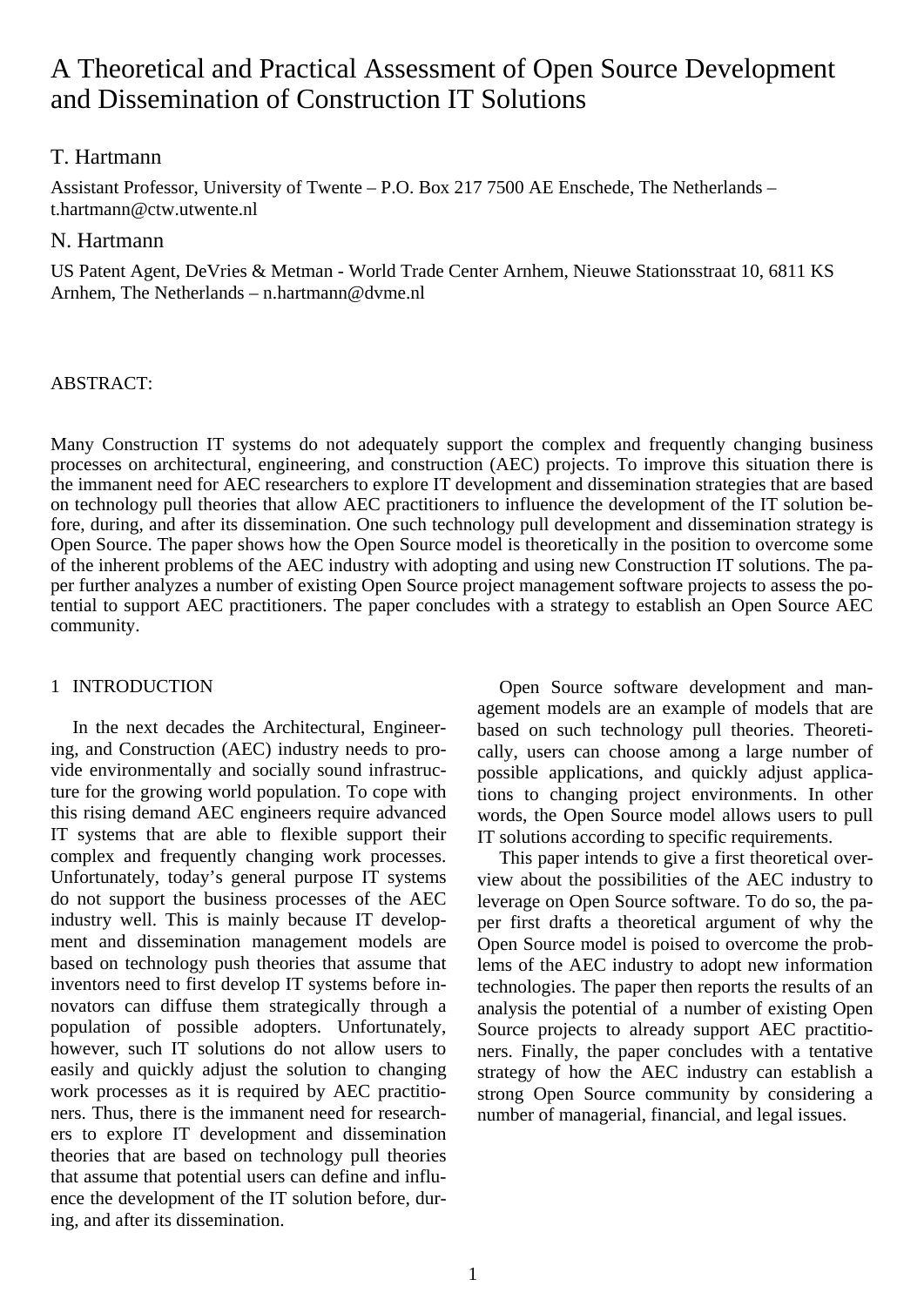# A Theoretical and Practical Assessment of Open Source Development and Dissemination of Construction IT Solutions

## T. Hartmann

Assistant Professor, University of Twente – P.O. Box 217 7500 AE Enschede, The Netherlands – t.hartmann@ctw.utwente.nl

## N. Hartmann

US Patent Agent, DeVries & Metman - World Trade Center Arnhem, Nieuwe Stationsstraat 10, 6811 KS Arnhem, The Netherlands – n.hartmann@dvme.nl

ABSTRACT:

Many Construction IT systems do not adequately support the complex and frequently changing business processes on architectural, engineering, and construction (AEC) projects. To improve this situation there is the immanent need for AEC researchers to explore IT development and dissemination strategies that are based on technology pull theories that allow AEC practitioners to influence the development of the IT solution before, during, and after its dissemination. One such technology pull development and dissemination strategy is Open Source. The paper shows how the Open Source model is theoretically in the position to overcome some of the inherent problems of the AEC industry with adopting and using new Construction IT solutions. The paper further analyzes a number of existing Open Source project management software projects to assess the potential to support AEC practitioners. The paper concludes with a strategy to establish an Open Source AEC community.

## 1 INTRODUCTION

In the next decades the Architectural, Engineering, and Construction (AEC) industry needs to provide environmentally and socially sound infrastructure for the growing world population. To cope with this rising demand AEC engineers require advanced IT systems that are able to flexible support their complex and frequently changing work processes. Unfortunately, today's general purpose IT systems do not support the business processes of the AEC industry well. This is mainly because IT development and dissemination management models are based on technology push theories that assume that inventors need to first develop IT systems before innovators can diffuse them strategically through a population of possible adopters. Unfortunately, however, such IT solutions do not allow users to easily and quickly adjust the solution to changing work processes as it is required by AEC practitioners. Thus, there is the immanent need for researchers to explore IT development and dissemination theories that are based on technology pull theories that assume that potential users can define and influence the development of the IT solution before, during, and after its dissemination.

Open Source software development and management models are an example of models that are based on such technology pull theories. Theoretically, users can choose among a large number of possible applications, and quickly adjust applications to changing project environments. In other words, the Open Source model allows users to pull IT solutions according to specific requirements.

This paper intends to give a first theoretical overview about the possibilities of the AEC industry to leverage on Open Source software. To do so, the paper first drafts a theoretical argument of why the Open Source model is poised to overcome the problems of the AEC industry to adopt new information technologies. The paper then reports the results of an analysis the potential of a number of existing Open Source projects to already support AEC practitioners. Finally, the paper concludes with a tentative strategy of how the AEC industry can establish a strong Open Source community by considering a number of managerial, financial, and legal issues.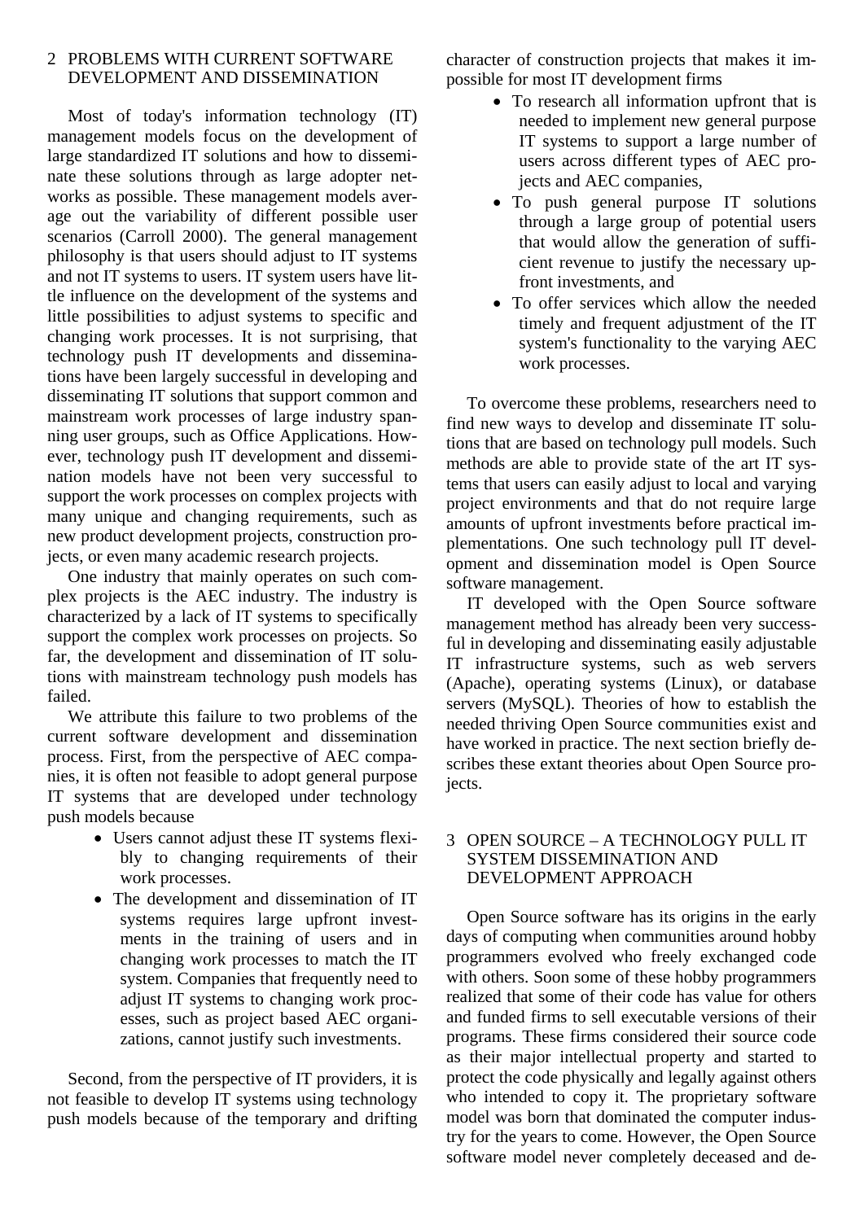## 2 PROBLEMS WITH CURRENT SOFTWARE DEVELOPMENT AND DISSEMINATION

Most of today's information technology (IT) management models focus on the development of large standardized IT solutions and how to disseminate these solutions through as large adopter networks as possible. These management models average out the variability of different possible user scenarios (Carroll 2000). The general management philosophy is that users should adjust to IT systems and not IT systems to users. IT system users have little influence on the development of the systems and little possibilities to adjust systems to specific and changing work processes. It is not surprising, that technology push IT developments and disseminations have been largely successful in developing and disseminating IT solutions that support common and mainstream work processes of large industry spanning user groups, such as Office Applications. However, technology push IT development and dissemination models have not been very successful to support the work processes on complex projects with many unique and changing requirements, such as new product development projects, construction projects, or even many academic research projects.

One industry that mainly operates on such complex projects is the AEC industry. The industry is characterized by a lack of IT systems to specifically support the complex work processes on projects. So far, the development and dissemination of IT solutions with mainstream technology push models has failed.

We attribute this failure to two problems of the current software development and dissemination process. First, from the perspective of AEC companies, it is often not feasible to adopt general purpose IT systems that are developed under technology push models because

- Users cannot adjust these IT systems flexibly to changing requirements of their work processes.
- The development and dissemination of IT systems requires large upfront investments in the training of users and in changing work processes to match the IT system. Companies that frequently need to adjust IT systems to changing work processes, such as project based AEC organizations, cannot justify such investments.

Second, from the perspective of IT providers, it is not feasible to develop IT systems using technology push models because of the temporary and drifting character of construction projects that makes it impossible for most IT development firms

- To research all information upfront that is needed to implement new general purpose IT systems to support a large number of users across different types of AEC projects and AEC companies,
- To push general purpose IT solutions through a large group of potential users that would allow the generation of sufficient revenue to justify the necessary upfront investments, and
- To offer services which allow the needed timely and frequent adjustment of the IT system's functionality to the varying AEC work processes.

To overcome these problems, researchers need to find new ways to develop and disseminate IT solutions that are based on technology pull models. Such methods are able to provide state of the art IT systems that users can easily adjust to local and varying project environments and that do not require large amounts of upfront investments before practical implementations. One such technology pull IT development and dissemination model is Open Source software management.

IT developed with the Open Source software management method has already been very successful in developing and disseminating easily adjustable IT infrastructure systems, such as web servers (Apache), operating systems (Linux), or database servers (MySQL). Theories of how to establish the needed thriving Open Source communities exist and have worked in practice. The next section briefly describes these extant theories about Open Source projects.

## 3 OPEN SOURCE – A TECHNOLOGY PULL IT SYSTEM DISSEMINATION AND DEVELOPMENT APPROACH

Open Source software has its origins in the early days of computing when communities around hobby programmers evolved who freely exchanged code with others. Soon some of these hobby programmers realized that some of their code has value for others and funded firms to sell executable versions of their programs. These firms considered their source code as their major intellectual property and started to protect the code physically and legally against others who intended to copy it. The proprietary software model was born that dominated the computer industry for the years to come. However, the Open Source software model never completely deceased and de-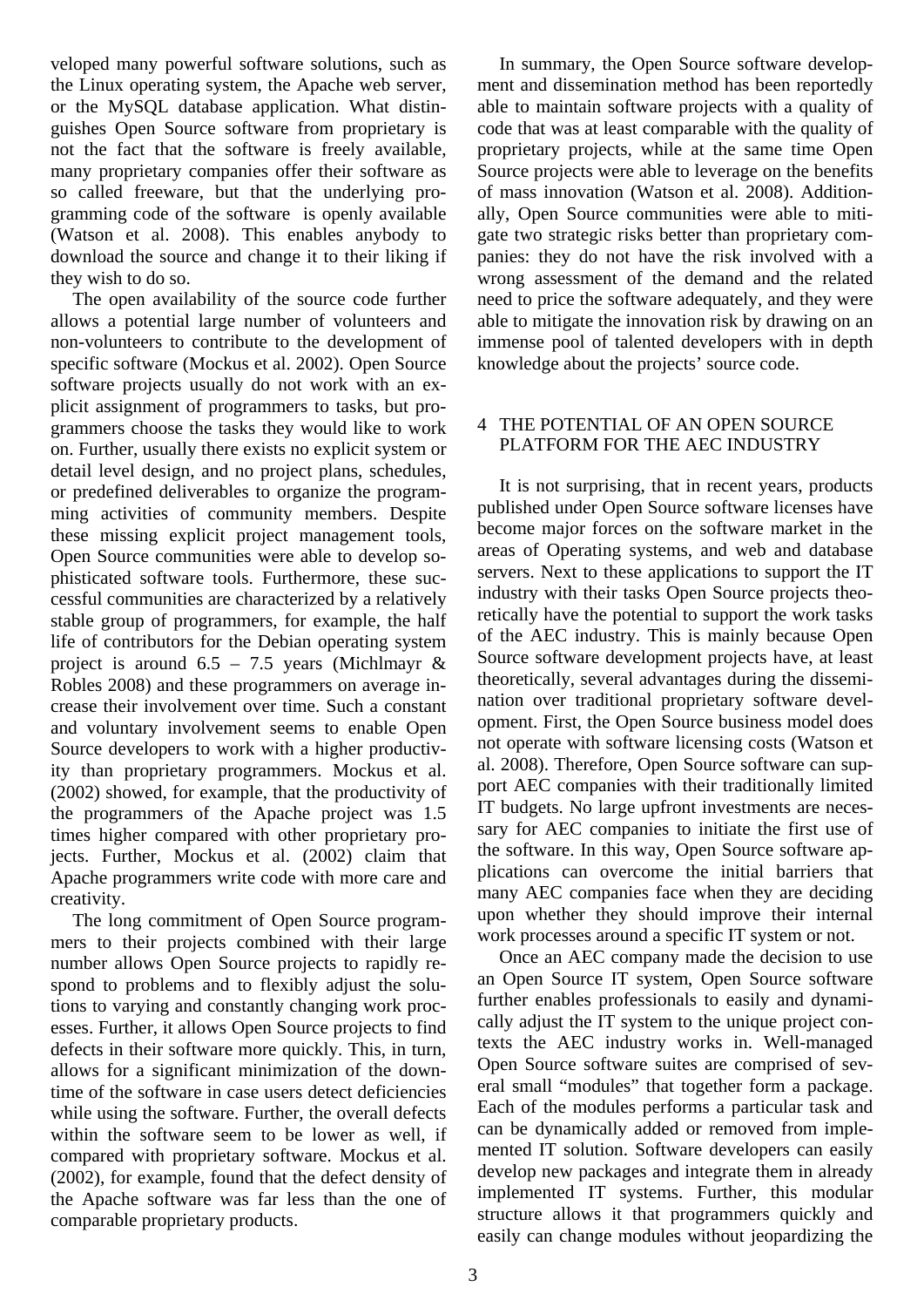veloped many powerful software solutions, such as the Linux operating system, the Apache web server, or the MySQL database application. What distinguishes Open Source software from proprietary is not the fact that the software is freely available, many proprietary companies offer their software as so called freeware, but that the underlying programming code of the software is openly available (Watson et al. 2008). This enables anybody to download the source and change it to their liking if they wish to do so.

The open availability of the source code further allows a potential large number of volunteers and non-volunteers to contribute to the development of specific software (Mockus et al. 2002). Open Source software projects usually do not work with an explicit assignment of programmers to tasks, but programmers choose the tasks they would like to work on. Further, usually there exists no explicit system or detail level design, and no project plans, schedules, or predefined deliverables to organize the programming activities of community members. Despite these missing explicit project management tools, Open Source communities were able to develop sophisticated software tools. Furthermore, these successful communities are characterized by a relatively stable group of programmers, for example, the half life of contributors for the Debian operating system project is around 6.5 – 7.5 years (Michlmayr & Robles 2008) and these programmers on average increase their involvement over time. Such a constant and voluntary involvement seems to enable Open Source developers to work with a higher productivity than proprietary programmers. Mockus et al. (2002) showed, for example, that the productivity of the programmers of the Apache project was 1.5 times higher compared with other proprietary projects. Further, Mockus et al. (2002) claim that Apache programmers write code with more care and creativity.

The long commitment of Open Source programmers to their projects combined with their large number allows Open Source projects to rapidly respond to problems and to flexibly adjust the solutions to varying and constantly changing work processes. Further, it allows Open Source projects to find defects in their software more quickly. This, in turn, allows for a significant minimization of the downtime of the software in case users detect deficiencies while using the software. Further, the overall defects within the software seem to be lower as well, if compared with proprietary software. Mockus et al. (2002), for example, found that the defect density of the Apache software was far less than the one of comparable proprietary products.

In summary, the Open Source software development and dissemination method has been reportedly able to maintain software projects with a quality of code that was at least comparable with the quality of proprietary projects, while at the same time Open Source projects were able to leverage on the benefits of mass innovation (Watson et al. 2008). Additionally, Open Source communities were able to mitigate two strategic risks better than proprietary companies: they do not have the risk involved with a wrong assessment of the demand and the related need to price the software adequately, and they were able to mitigate the innovation risk by drawing on an immense pool of talented developers with in depth knowledge about the projects' source code.

## 4 THE POTENTIAL OF AN OPEN SOURCE PLATFORM FOR THE AEC INDUSTRY

It is not surprising, that in recent years, products published under Open Source software licenses have become major forces on the software market in the areas of Operating systems, and web and database servers. Next to these applications to support the IT industry with their tasks Open Source projects theoretically have the potential to support the work tasks of the AEC industry. This is mainly because Open Source software development projects have, at least theoretically, several advantages during the dissemination over traditional proprietary software development. First, the Open Source business model does not operate with software licensing costs (Watson et al. 2008). Therefore, Open Source software can support AEC companies with their traditionally limited IT budgets. No large upfront investments are necessary for AEC companies to initiate the first use of the software. In this way, Open Source software applications can overcome the initial barriers that many AEC companies face when they are deciding upon whether they should improve their internal work processes around a specific IT system or not.

Once an AEC company made the decision to use an Open Source IT system, Open Source software further enables professionals to easily and dynamically adjust the IT system to the unique project contexts the AEC industry works in. Well-managed Open Source software suites are comprised of several small "modules" that together form a package. Each of the modules performs a particular task and can be dynamically added or removed from implemented IT solution. Software developers can easily develop new packages and integrate them in already implemented IT systems. Further, this modular structure allows it that programmers quickly and easily can change modules without jeopardizing the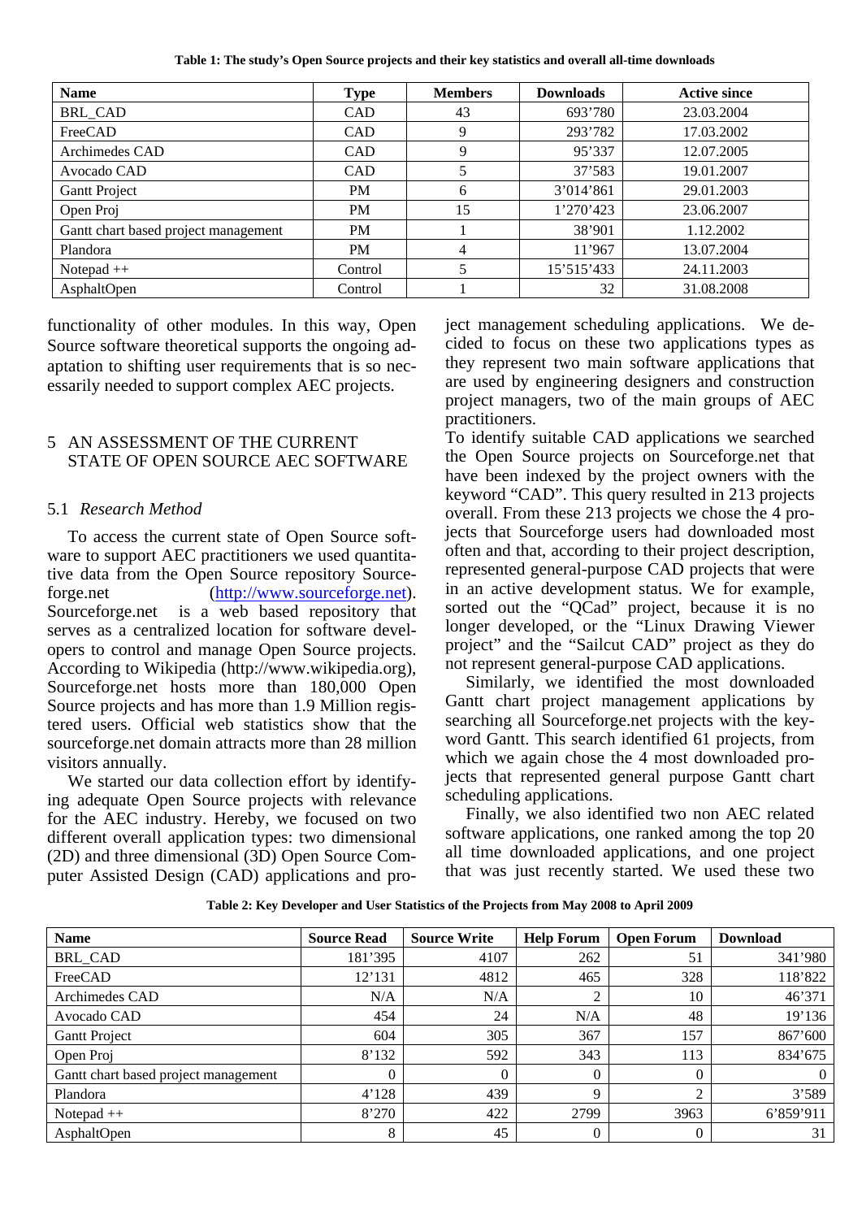**Table 1: The study's Open Source projects and their key statistics and overall all-time downloads**

| Name | Type | Members | Downloads | Active since |
|---|---|---|---|---|
| BRL_CAD | CAD | 43 | 693'780 | 23.03.2004 |
| FreeCAD | CAD | 9 | 293'782 | 17.03.2002 |
| Archimedes CAD | CAD | 9 | 95'337 | 12.07.2005 |
| Avocado CAD | CAD | 5 | 37'583 | 19.01.2007 |
| Gantt Project | PM | 6 | 3'014'861 | 29.01.2003 |
| Open Proj | PM | 15 | 1'270'423 | 23.06.2007 |
| Gantt chart based project management | PM | 1 | 38'901 | 1.12.2002 |
| Plandora | PM | 4 | 11'967 | 13.07.2004 |
| Notepad ++ | Control | 5 | 15'515'433 | 24.11.2003 |
| AsphaltOpen | Control | 1 | 32 | 31.08.2008 |

functionality of other modules. In this way, Open Source software theoretical supports the ongoing adaptation to shifting user requirements that is so necessarily needed to support complex AEC projects.

## 5 AN ASSESSMENT OF THE CURRENT STATE OF OPEN SOURCE AEC SOFTWARE

### 5.1 *Research Method*

To access the current state of Open Source software to support AEC practitioners we used quantitative data from the Open Source repository Sourceforge.net (http://www.sourceforge.net). Sourceforge.net is a web based repository that serves as a centralized location for software developers to control and manage Open Source projects. According to Wikipedia (http://www.wikipedia.org), Sourceforge.net hosts more than 180,000 Open Source projects and has more than 1.9 Million registered users. Official web statistics show that the sourceforge.net domain attracts more than 28 million visitors annually.

We started our data collection effort by identifying adequate Open Source projects with relevance for the AEC industry. Hereby, we focused on two different overall application types: two dimensional (2D) and three dimensional (3D) Open Source Computer Assisted Design (CAD) applications and project management scheduling applications. We decided to focus on these two applications types as they represent two main software applications that are used by engineering designers and construction project managers, two of the main groups of AEC practitioners.

To identify suitable CAD applications we searched the Open Source projects on Sourceforge.net that have been indexed by the project owners with the keyword "CAD". This query resulted in 213 projects overall. From these 213 projects we chose the 4 projects that Sourceforge users had downloaded most often and that, according to their project description, represented general-purpose CAD projects that were in an active development status. We for example, sorted out the "QCad" project, because it is no longer developed, or the "Linux Drawing Viewer project" and the "Sailcut CAD" project as they do not represent general-purpose CAD applications.

Similarly, we identified the most downloaded Gantt chart project management applications by searching all Sourceforge.net projects with the keyword Gantt. This search identified 61 projects, from which we again chose the 4 most downloaded projects that represented general purpose Gantt chart scheduling applications.

Finally, we also identified two non AEC related software applications, one ranked among the top 20 all time downloaded applications, and one project that was just recently started. We used these two

**Table 2: Key Developer and User Statistics of the Projects from May 2008 to April 2009**

| Name | Source Read | Source Write | Help Forum | Open Forum | Download |
|---|---|---|---|---|---|
| BRL_CAD | 181'395 | 4107 | 262 | 51 | 341'980 |
| FreeCAD | 12'131 | 4812 | 465 | 328 | 118'822 |
| Archimedes CAD | N/A | N/A | 2 | 10 | 46'371 |
| Avocado CAD | 454 | 24 | N/A | 48 | 19'136 |
| Gantt Project | 604 | 305 | 367 | 157 | 867'600 |
| Open Proj | 8'132 | 592 | 343 | 113 | 834'675 |
| Gantt chart based project management | 0 | 0 | 0 | 0 | 0 |
| Plandora | 4'128 | 439 | 9 | 2 | 3'589 |
| Notepad ++ | 8'270 | 422 | 2799 | 3963 | 6'859'911 |
| AsphaltOpen | 8 | 45 | 0 | 0 | 31 |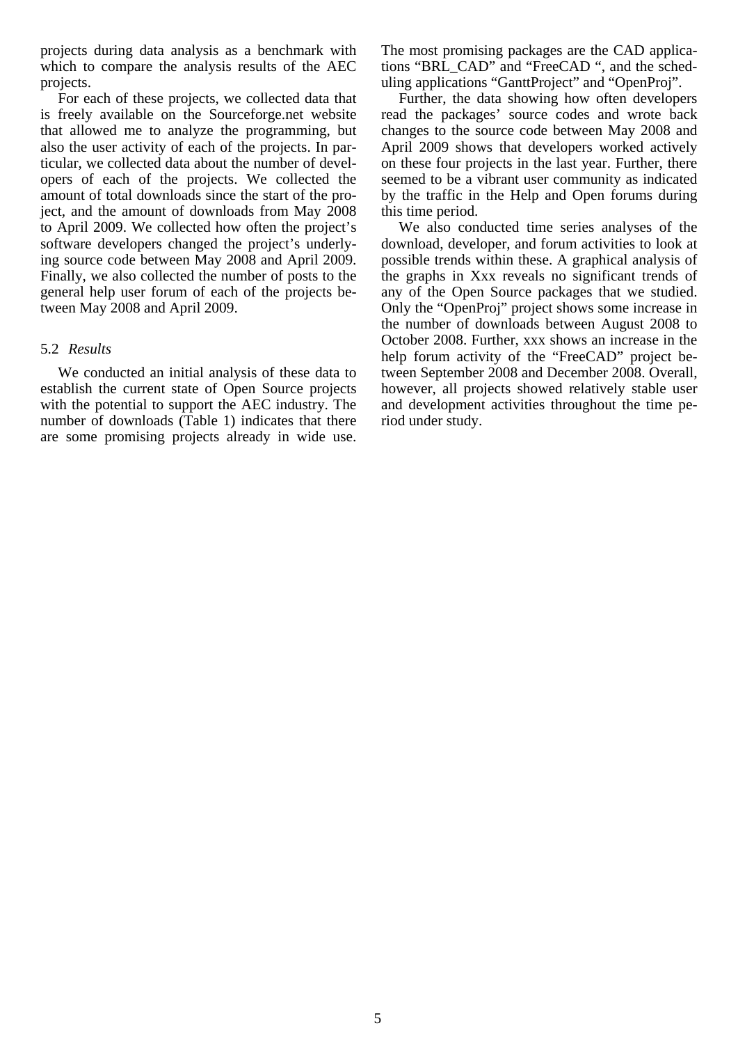projects during data analysis as a benchmark with which to compare the analysis results of the AEC projects.

For each of these projects, we collected data that is freely available on the Sourceforge.net website that allowed me to analyze the programming, but also the user activity of each of the projects. In particular, we collected data about the number of developers of each of the projects. We collected the amount of total downloads since the start of the project, and the amount of downloads from May 2008 to April 2009. We collected how often the project's software developers changed the project's underlying source code between May 2008 and April 2009. Finally, we also collected the number of posts to the general help user forum of each of the projects between May 2008 and April 2009.

### 5.2 *Results*

We conducted an initial analysis of these data to establish the current state of Open Source projects with the potential to support the AEC industry. The number of downloads (Table 1) indicates that there are some promising projects already in wide use. The most promising packages are the CAD applications "BRL_CAD" and "FreeCAD ", and the scheduling applications "GanttProject" and "OpenProj".

Further, the data showing how often developers read the packages' source codes and wrote back changes to the source code between May 2008 and April 2009 shows that developers worked actively on these four projects in the last year. Further, there seemed to be a vibrant user community as indicated by the traffic in the Help and Open forums during this time period.

We also conducted time series analyses of the download, developer, and forum activities to look at possible trends within these. A graphical analysis of the graphs in Xxx reveals no significant trends of any of the Open Source packages that we studied. Only the "OpenProj" project shows some increase in the number of downloads between August 2008 to October 2008. Further, xxx shows an increase in the help forum activity of the "FreeCAD" project between September 2008 and December 2008. Overall, however, all projects showed relatively stable user and development activities throughout the time period under study.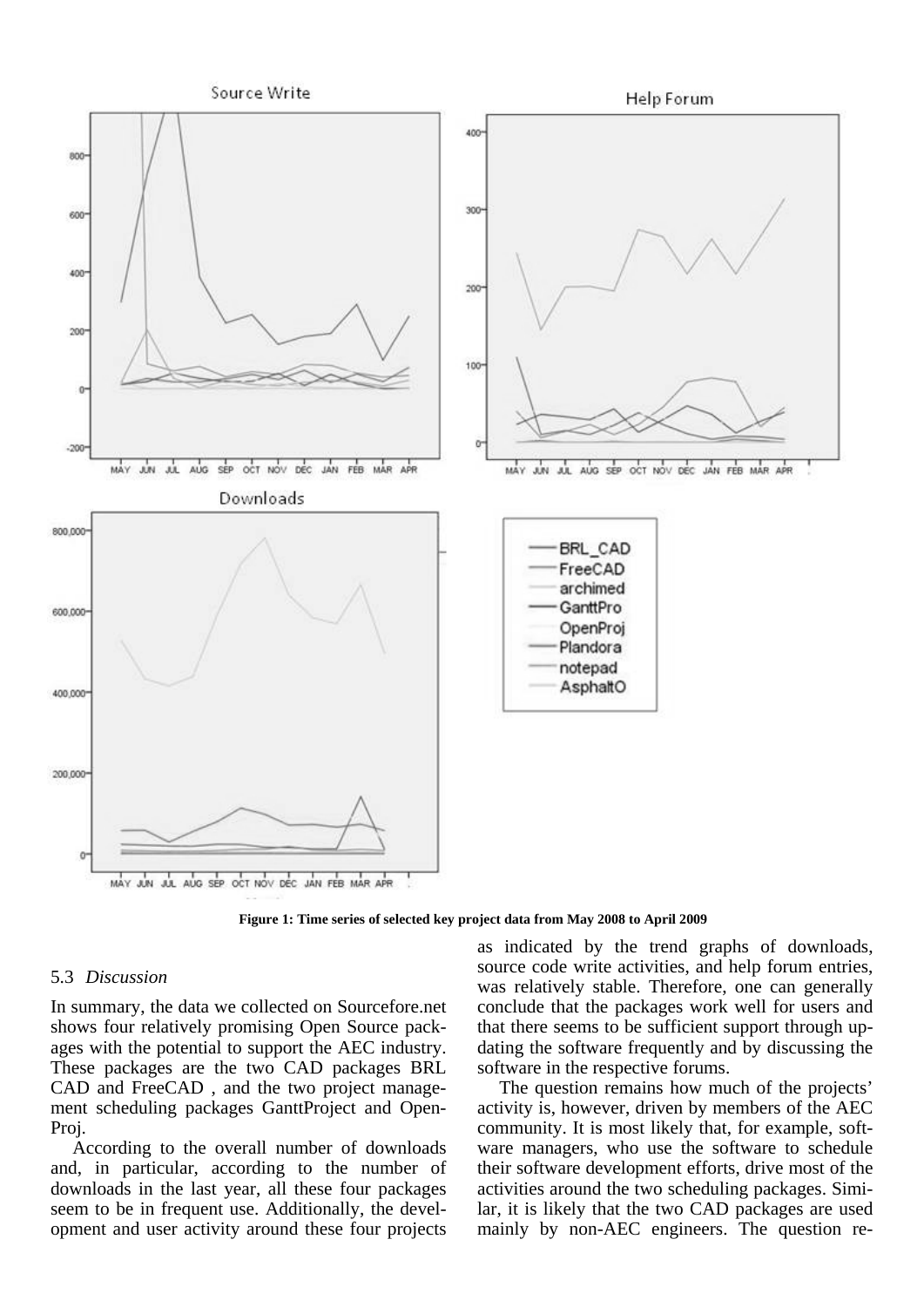**Figure 1: Time series of selected key project data from May 2008 to April 2009**

### 5.3 *Discussion*

In summary, the data we collected on Sourcefore.net shows four relatively promising Open Source packages with the potential to support the AEC industry. These packages are the two CAD packages BRL CAD and FreeCAD , and the two project management scheduling packages GanttProject and OpenProj.

According to the overall number of downloads and, in particular, according to the number of downloads in the last year, all these four packages seem to be in frequent use. Additionally, the development and user activity around these four projects as indicated by the trend graphs of downloads, source code write activities, and help forum entries, was relatively stable. Therefore, one can generally conclude that the packages work well for users and that there seems to be sufficient support through updating the software frequently and by discussing the software in the respective forums.

The question remains how much of the projects' activity is, however, driven by members of the AEC community. It is most likely that, for example, software managers, who use the software to schedule their software development efforts, drive most of the activities around the two scheduling packages. Similar, it is likely that the two CAD packages are used mainly by non-AEC engineers. The question re-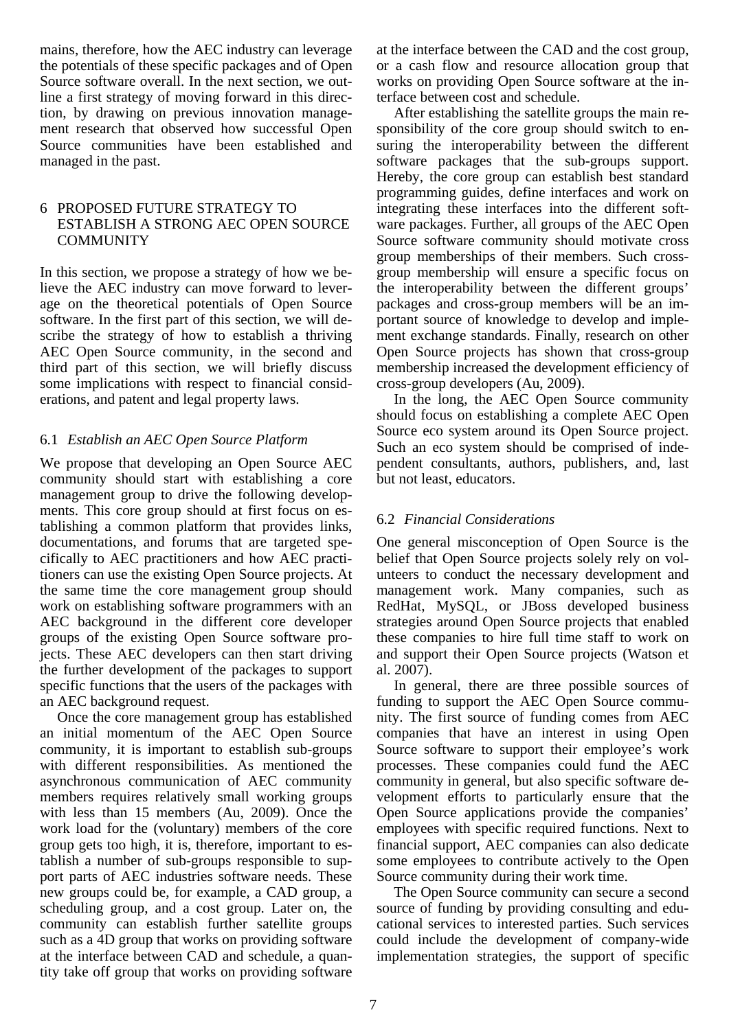mains, therefore, how the AEC industry can leverage the potentials of these specific packages and of Open Source software overall. In the next section, we outline a first strategy of moving forward in this direction, by drawing on previous innovation management research that observed how successful Open Source communities have been established and managed in the past.

## 6 PROPOSED FUTURE STRATEGY TO ESTABLISH A STRONG AEC OPEN SOURCE COMMUNITY

In this section, we propose a strategy of how we believe the AEC industry can move forward to leverage on the theoretical potentials of Open Source software. In the first part of this section, we will describe the strategy of how to establish a thriving AEC Open Source community, in the second and third part of this section, we will briefly discuss some implications with respect to financial considerations, and patent and legal property laws.

### 6.1 *Establish an AEC Open Source Platform*

We propose that developing an Open Source AEC community should start with establishing a core management group to drive the following developments. This core group should at first focus on establishing a common platform that provides links, documentations, and forums that are targeted specifically to AEC practitioners and how AEC practitioners can use the existing Open Source projects. At the same time the core management group should work on establishing software programmers with an AEC background in the different core developer groups of the existing Open Source software projects. These AEC developers can then start driving the further development of the packages to support specific functions that the users of the packages with an AEC background request.

Once the core management group has established an initial momentum of the AEC Open Source community, it is important to establish sub-groups with different responsibilities. As mentioned the asynchronous communication of AEC community members requires relatively small working groups with less than 15 members (Au, 2009). Once the work load for the (voluntary) members of the core group gets too high, it is, therefore, important to establish a number of sub-groups responsible to support parts of AEC industries software needs. These new groups could be, for example, a CAD group, a scheduling group, and a cost group. Later on, the community can establish further satellite groups such as a 4D group that works on providing software at the interface between CAD and schedule, a quantity take off group that works on providing software at the interface between the CAD and the cost group, or a cash flow and resource allocation group that works on providing Open Source software at the interface between cost and schedule.

After establishing the satellite groups the main responsibility of the core group should switch to ensuring the interoperability between the different software packages that the sub-groups support. Hereby, the core group can establish best standard programming guides, define interfaces and work on integrating these interfaces into the different software packages. Further, all groups of the AEC Open Source software community should motivate cross group memberships of their members. Such cross-group membership will ensure a specific focus on the interoperability between the different groups' packages and cross-group members will be an important source of knowledge to develop and implement exchange standards. Finally, research on other Open Source projects has shown that cross-group membership increased the development efficiency of cross-group developers (Au, 2009).

In the long, the AEC Open Source community should focus on establishing a complete AEC Open Source eco system around its Open Source project. Such an eco system should be comprised of independent consultants, authors, publishers, and, last but not least, educators.

### 6.2 *Financial Considerations*

One general misconception of Open Source is the belief that Open Source projects solely rely on volunteers to conduct the necessary development and management work. Many companies, such as RedHat, MySQL, or JBoss developed business strategies around Open Source projects that enabled these companies to hire full time staff to work on and support their Open Source projects (Watson et al. 2007).

In general, there are three possible sources of funding to support the AEC Open Source community. The first source of funding comes from AEC companies that have an interest in using Open Source software to support their employee's work processes. These companies could fund the AEC community in general, but also specific software development efforts to particularly ensure that the Open Source applications provide the companies' employees with specific required functions. Next to financial support, AEC companies can also dedicate some employees to contribute actively to the Open Source community during their work time.

The Open Source community can secure a second source of funding by providing consulting and educational services to interested parties. Such services could include the development of company-wide implementation strategies, the support of specific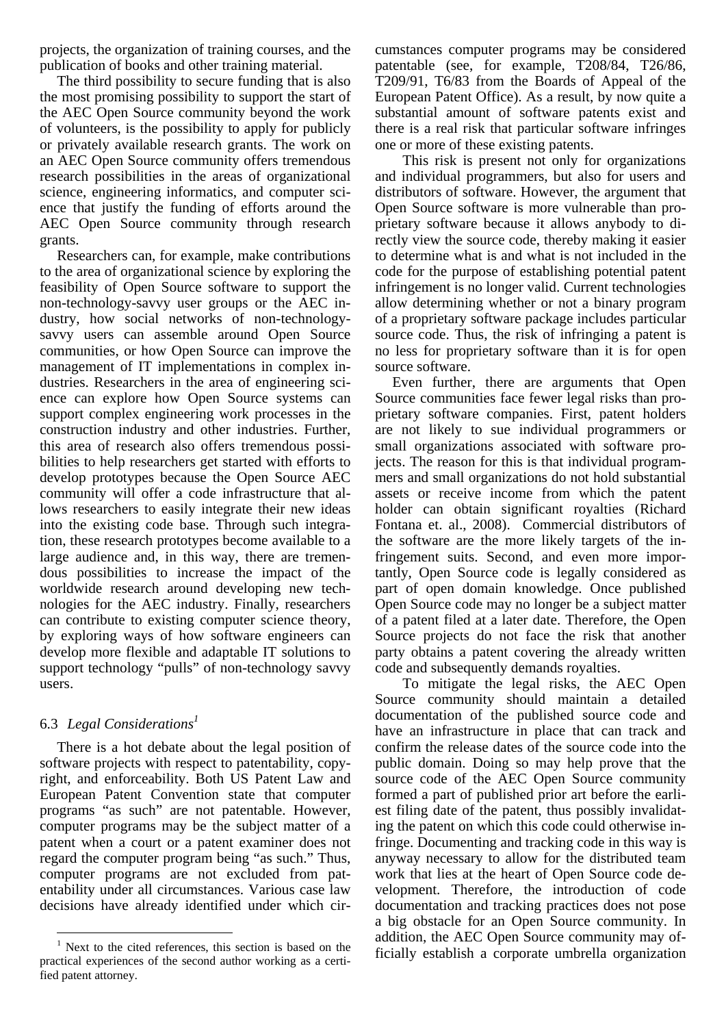projects, the organization of training courses, and the publication of books and other training material.

The third possibility to secure funding that is also the most promising possibility to support the start of the AEC Open Source community beyond the work of volunteers, is the possibility to apply for publicly or privately available research grants. The work on an AEC Open Source community offers tremendous research possibilities in the areas of organizational science, engineering informatics, and computer science that justify the funding of efforts around the AEC Open Source community through research grants.

Researchers can, for example, make contributions to the area of organizational science by exploring the feasibility of Open Source software to support the non-technology-savvy user groups or the AEC industry, how social networks of non-technology-savvy users can assemble around Open Source communities, or how Open Source can improve the management of IT implementations in complex industries. Researchers in the area of engineering science can explore how Open Source systems can support complex engineering work processes in the construction industry and other industries. Further, this area of research also offers tremendous possibilities to help researchers get started with efforts to develop prototypes because the Open Source AEC community will offer a code infrastructure that allows researchers to easily integrate their new ideas into the existing code base. Through such integration, these research prototypes become available to a large audience and, in this way, there are tremendous possibilities to increase the impact of the worldwide research around developing new technologies for the AEC industry. Finally, researchers can contribute to existing computer science theory, by exploring ways of how software engineers can develop more flexible and adaptable IT solutions to support technology "pulls" of non-technology savvy users.

### 6.3 *Legal Considerations*[1]

There is a hot debate about the legal position of software projects with respect to patentability, copyright, and enforceability. Both US Patent Law and European Patent Convention state that computer programs "as such" are not patentable. However, computer programs may be the subject matter of a patent when a court or a patent examiner does not regard the computer program being "as such." Thus, computer programs are not excluded from patentability under all circumstances. Various case law decisions have already identified under which circumstances computer programs may be considered patentable (see, for example, T208/84, T26/86, T209/91, T6/83 from the Boards of Appeal of the European Patent Office). As a result, by now quite a substantial amount of software patents exist and there is a real risk that particular software infringes one or more of these existing patents.

This risk is present not only for organizations and individual programmers, but also for users and distributors of software. However, the argument that Open Source software is more vulnerable than proprietary software because it allows anybody to directly view the source code, thereby making it easier to determine what is and what is not included in the code for the purpose of establishing potential patent infringement is no longer valid. Current technologies allow determining whether or not a binary program of a proprietary software package includes particular source code. Thus, the risk of infringing a patent is no less for proprietary software than it is for open source software.

Even further, there are arguments that Open Source communities face fewer legal risks than proprietary software companies. First, patent holders are not likely to sue individual programmers or small organizations associated with software projects. The reason for this is that individual programmers and small organizations do not hold substantial assets or receive income from which the patent holder can obtain significant royalties (Richard Fontana et. al., 2008). Commercial distributors of the software are the more likely targets of the infringement suits. Second, and even more importantly, Open Source code is legally considered as part of open domain knowledge. Once published Open Source code may no longer be a subject matter of a patent filed at a later date. Therefore, the Open Source projects do not face the risk that another party obtains a patent covering the already written code and subsequently demands royalties.

To mitigate the legal risks, the AEC Open Source community should maintain a detailed documentation of the published source code and have an infrastructure in place that can track and confirm the release dates of the source code into the public domain. Doing so may help prove that the source code of the AEC Open Source community formed a part of published prior art before the earliest filing date of the patent, thus possibly invalidating the patent on which this code could otherwise infringe. Documenting and tracking code in this way is anyway necessary to allow for the distributed team work that lies at the heart of Open Source code development. Therefore, the introduction of code documentation and tracking practices does not pose a big obstacle for an Open Source community. In addition, the AEC Open Source community may officially establish a corporate umbrella organization

[1] Next to the cited references, this section is based on the practical experiences of the second author working as a certified patent attorney.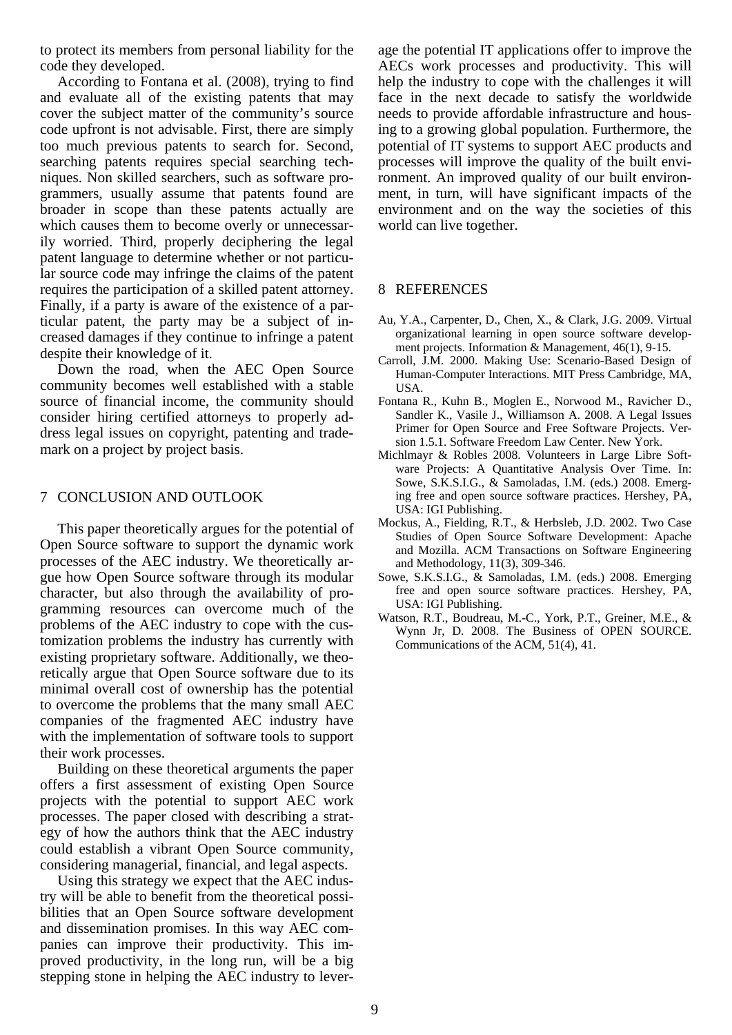to protect its members from personal liability for the code they developed.

According to Fontana et al. (2008), trying to find and evaluate all of the existing patents that may cover the subject matter of the community's source code upfront is not advisable. First, there are simply too much previous patents to search for. Second, searching patents requires special searching techniques. Non skilled searchers, such as software programmers, usually assume that patents found are broader in scope than these patents actually are which causes them to become overly or unnecessarily worried. Third, properly deciphering the legal patent language to determine whether or not particular source code may infringe the claims of the patent requires the participation of a skilled patent attorney. Finally, if a party is aware of the existence of a particular patent, the party may be a subject of increased damages if they continue to infringe a patent despite their knowledge of it.

Down the road, when the AEC Open Source community becomes well established with a stable source of financial income, the community should consider hiring certified attorneys to properly address legal issues on copyright, patenting and trademark on a project by project basis.

## 7 CONCLUSION AND OUTLOOK

This paper theoretically argues for the potential of Open Source software to support the dynamic work processes of the AEC industry. We theoretically argue how Open Source software through its modular character, but also through the availability of programming resources can overcome much of the problems of the AEC industry to cope with the customization problems the industry has currently with existing proprietary software. Additionally, we theoretically argue that Open Source software due to its minimal overall cost of ownership has the potential to overcome the problems that the many small AEC companies of the fragmented AEC industry have with the implementation of software tools to support their work processes.

Building on these theoretical arguments the paper offers a first assessment of existing Open Source projects with the potential to support AEC work processes. The paper closed with describing a strategy of how the authors think that the AEC industry could establish a vibrant Open Source community, considering managerial, financial, and legal aspects.

Using this strategy we expect that the AEC industry will be able to benefit from the theoretical possibilities that an Open Source software development and dissemination promises. In this way AEC companies can improve their productivity. This improved productivity, in the long run, will be a big stepping stone in helping the AEC industry to leverage the potential IT applications offer to improve the AECs work processes and productivity. This will help the industry to cope with the challenges it will face in the next decade to satisfy the worldwide needs to provide affordable infrastructure and housing to a growing global population. Furthermore, the potential of IT systems to support AEC products and processes will improve the quality of the built environment. An improved quality of our built environment, in turn, will have significant impacts of the environment and on the way the societies of this world can live together.

## 8 REFERENCES

Au, Y.A., Carpenter, D., Chen, X., & Clark, J.G. 2009. Virtual organizational learning in open source software development projects. Information & Management, 46(1), 9-15.

Carroll, J.M. 2000. Making Use: Scenario-Based Design of Human-Computer Interactions. MIT Press Cambridge, MA, USA.

Fontana R., Kuhn B., Moglen E., Norwood M., Ravicher D., Sandler K., Vasile J., Williamson A. 2008. A Legal Issues Primer for Open Source and Free Software Projects. Version 1.5.1. Software Freedom Law Center. New York.

Michlmayr & Robles 2008. Volunteers in Large Libre Software Projects: A Quantitative Analysis Over Time. In: Sowe, S.K.S.I.G., & Samoladas, I.M. (eds.) 2008. Emerging free and open source software practices. Hershey, PA, USA: IGI Publishing.

Mockus, A., Fielding, R.T., & Herbsleb, J.D. 2002. Two Case Studies of Open Source Software Development: Apache and Mozilla. ACM Transactions on Software Engineering and Methodology, 11(3), 309-346.

Sowe, S.K.S.I.G., & Samoladas, I.M. (eds.) 2008. Emerging free and open source software practices. Hershey, PA, USA: IGI Publishing.

Watson, R.T., Boudreau, M.-C., York, P.T., Greiner, M.E., & Wynn Jr, D. 2008. The Business of OPEN SOURCE. Communications of the ACM, 51(4), 41.